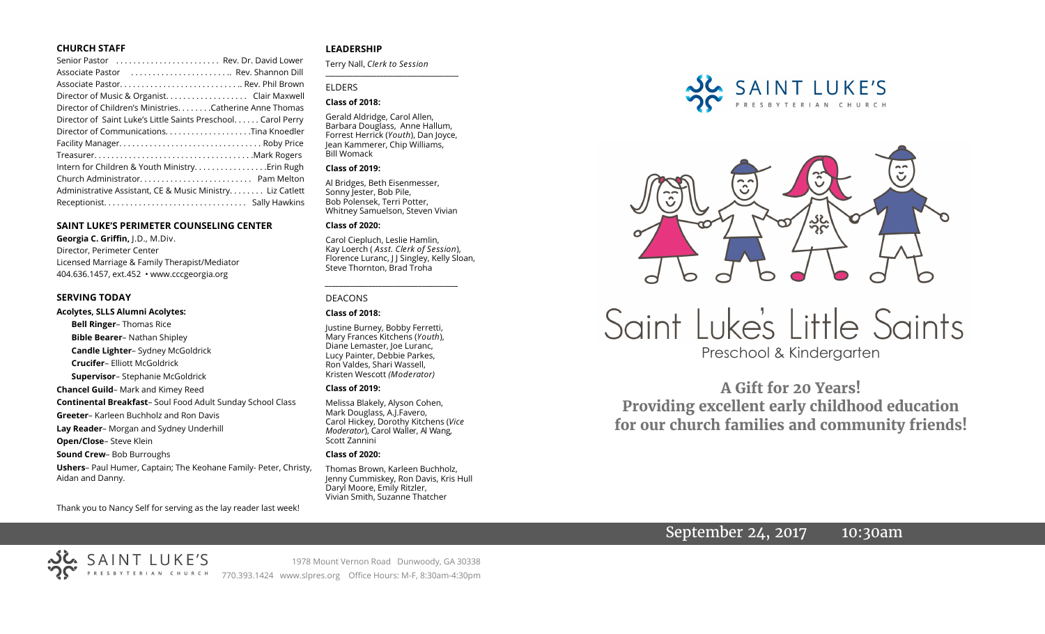## CHURCH STAFF

Senior Pastor . . . . . . . . . . . . . . . . . . . . . . . Rev. Dr. David Lower
Associate Pastor . . . . . . . . . . . . . . . . . . . . . . .. Rev. Shannon Dill
Associate Pastor. . . . . . . . . . . . . . . . . . . . . . . . . . .. Rev. Phil Brown
Director of Music & Organist. . . . . . . . . . . . . . . . . . Clair Maxwell
Director of Children's Ministries. . . . . . . .Catherine Anne Thomas
Director of Saint Luke's Little Saints Preschool. . . . . . Carol Perry
Director of Communications. . . . . . . . . . . . . . . . . . . .Tina Knoedler
Facility Manager. . . . . . . . . . . . . . . . . . . . . . . . . . . . . . . . Roby Price
Treasurer. . . . . . . . . . . . . . . . . . . . . . . . . . . . . . . . . . . .Mark Rogers
Intern for Children & Youth Ministry. . . . . . . . . . . . . . . . .Erin Rugh
Church Administrator. . . . . . . . . . . . . . . . . . . . . . . . . Pam Melton
Administrative Assistant, CE & Music Ministry. . . . . . . . Liz Catlett
Receptionist. . . . . . . . . . . . . . . . . . . . . . . . . . . . . . . . Sally Hawkins

## SAINT LUKE'S PERIMETER COUNSELING CENTER

**Georgia C. Griffin,** J.D., M.Div.
Director, Perimeter Center
Licensed Marriage & Family Therapist/Mediator
404.636.1457, ext.452 • www.cccgeorgia.org

## SERVING TODAY

**Acolytes, SLLS Alumni Acolytes:**

- **Bell Ringer**– Thomas Rice
- **Bible Bearer**– Nathan Shipley
- **Candle Lighter**– Sydney McGoldrick
- **Crucifer**– Elliott McGoldrick
- **Supervisor**– Stephanie McGoldrick

**Chancel Guild**– Mark and Kimey Reed

**Continental Breakfast**– Soul Food Adult Sunday School Class

**Greeter**– Karleen Buchholz and Ron Davis

**Lay Reader**– Morgan and Sydney Underhill

**Open/Close**– Steve Klein

**Sound Crew**– Bob Burroughs

**Ushers**– Paul Humer, Captain; The Keohane Family- Peter, Christy, Aidan and Danny.

Thank you to Nancy Self for serving as the lay reader last week!

## LEADERSHIP

Terry Nall, *Clerk to Session*

### ELDERS

**Class of 2018:**

Gerald Aldridge, Carol Allen, Barbara Douglass, Anne Hallum, Forrest Herrick (*Youth*), Dan Joyce, Jean Kammerer, Chip Williams, Bill Womack

**Class of 2019:**

Al Bridges, Beth Eisenmesser, Sonny Jester, Bob Pile, Bob Polensek, Terri Potter, Whitney Samuelson, Steven Vivian

**Class of 2020:**

Carol Ciepluch, Leslie Hamlin, Kay Loerch ( *Asst. Clerk of Session*), Florence Luranc, J J Singley, Kelly Sloan, Steve Thornton, Brad Troha

### DEACONS

**Class of 2018:**

Justine Burney, Bobby Ferretti, Mary Frances Kitchens (*Youth*), Diane Lemaster, Joe Luranc, Lucy Painter, Debbie Parkes, Ron Valdes, Shari Wassell, Kristen Wescott *(Moderator)*

**Class of 2019:**

Melissa Blakely, Alyson Cohen, Mark Douglass, A.J.Favero, Carol Hickey, Dorothy Kitchens (*Vice Moderator*), Carol Waller, Al Wang, Scott Zannini

**Class of 2020:**

Thomas Brown, Karleen Buchholz, Jenny Cummiskey, Ron Davis, Kris Hull, Daryl Moore, Emily Ritzler, Vivian Smith, Suzanne Thatcher

# SAINT LUKE'S PRESBYTERIAN CHURCH

# Saint Luke's Little Saints

Preschool & Kindergarten

**A Gift for 20 Years!**
**Providing excellent early childhood education for our church families and community friends!**

September 24, 2017 10:30am

SAINT LUKE'S PRESBYTERIAN CHURCH
1978 Mount Vernon Road Dunwoody, GA 30338
770.393.1424 www.slpres.org Office Hours: M-F, 8:30am-4:30pm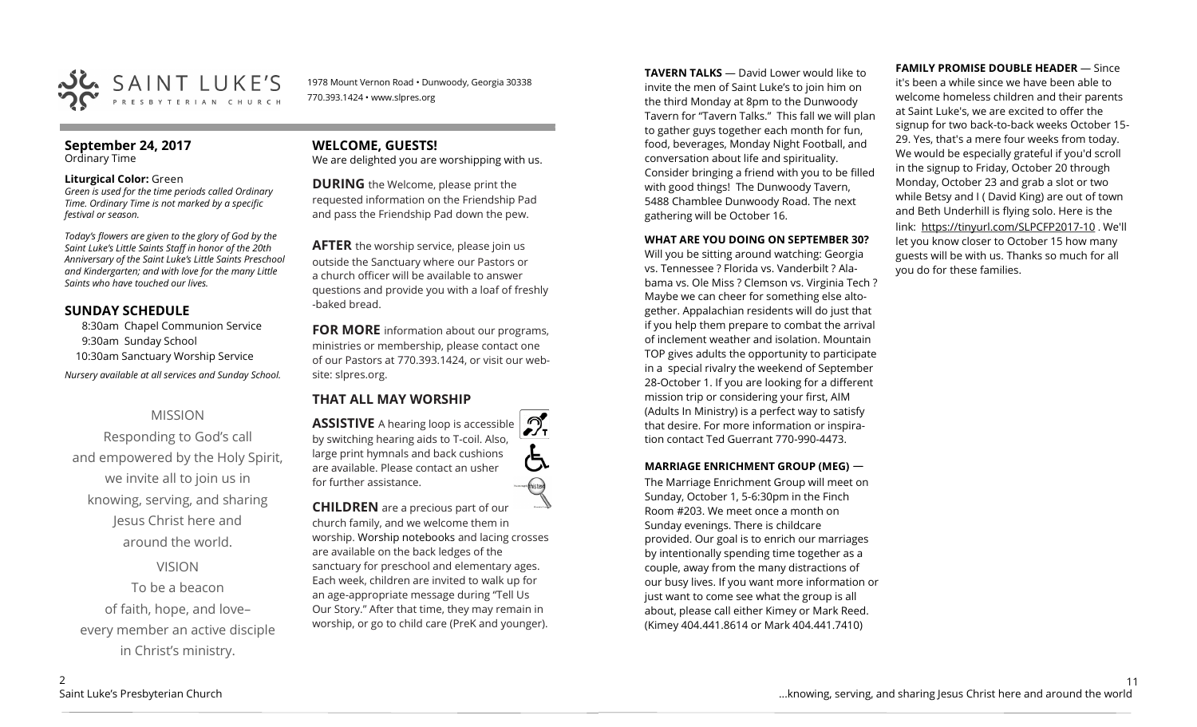# SAINT LUKE'S PRESBYTERIAN CHURCH

1978 Mount Vernon Road • Dunwoody, Georgia 30338
770.393.1424 • www.slpres.org

## September 24, 2017
Ordinary Time

**Liturgical Color:** Green
*Green is used for the time periods called Ordinary Time. Ordinary Time is not marked by a specific festival or season.*

*Today's flowers are given to the glory of God by the Saint Luke's Little Saints Staff in honor of the 20th Anniversary of the Saint Luke's Little Saints Preschool and Kindergarten; and with love for the many Little Saints who have touched our lives.*

## SUNDAY SCHEDULE

8:30am Chapel Communion Service
9:30am Sunday School
10:30am Sanctuary Worship Service

*Nursery available at all services and Sunday School.*

MISSION

Responding to God's call and empowered by the Holy Spirit, we invite all to join us in knowing, serving, and sharing Jesus Christ here and around the world.

VISION

To be a beacon of faith, hope, and love– every member an active disciple in Christ's ministry.

## WELCOME, GUESTS!

We are delighted you are worshipping with us.

**DURING** the Welcome, please print the requested information on the Friendship Pad and pass the Friendship Pad down the pew.

**AFTER** the worship service, please join us outside the Sanctuary where our Pastors or a church officer will be available to answer questions and provide you with a loaf of freshly-baked bread.

**FOR MORE** information about our programs, ministries or membership, please contact one of our Pastors at 770.393.1424, or visit our website: slpres.org.

## THAT ALL MAY WORSHIP

**ASSISTIVE** A hearing loop is accessible by switching hearing aids to T-coil. Also, large print hymnals and back cushions are available. Please contact an usher for further assistance.

**CHILDREN** are a precious part of our church family, and we welcome them in worship. Worship notebooks and lacing crosses are available on the back ledges of the sanctuary for preschool and elementary ages. Each week, children are invited to walk up for an age-appropriate message during "Tell Us Our Story." After that time, they may remain in worship, or go to child care (PreK and younger).

**TAVERN TALKS** — David Lower would like to invite the men of Saint Luke's to join him on the third Monday at 8pm to the Dunwoody Tavern for "Tavern Talks." This fall we will plan to gather guys together each month for fun, food, beverages, Monday Night Football, and conversation about life and spirituality. Consider bringing a friend with you to be filled with good things! The Dunwoody Tavern, 5488 Chamblee Dunwoody Road. The next gathering will be October 16.

**WHAT ARE YOU DOING ON SEPTEMBER 30?**
Will you be sitting around watching: Georgia vs. Tennessee ? Florida vs. Vanderbilt ? Alabama vs. Ole Miss ? Clemson vs. Virginia Tech ? Maybe we can cheer for something else altogether. Appalachian residents will do just that if you help them prepare to combat the arrival of inclement weather and isolation. Mountain TOP gives adults the opportunity to participate in a special rivalry the weekend of September 28-October 1. If you are looking for a different mission trip or considering your first, AIM (Adults In Ministry) is a perfect way to satisfy that desire. For more information or inspiration contact Ted Guerrant 770-990-4473.

**MARRIAGE ENRICHMENT GROUP (MEG)** —
The Marriage Enrichment Group will meet on Sunday, October 1, 5-6:30pm in the Finch Room #203. We meet once a month on Sunday evenings. There is childcare provided. Our goal is to enrich our marriages by intentionally spending time together as a couple, away from the many distractions of our busy lives. If you want more information or just want to come see what the group is all about, please call either Kimey or Mark Reed. (Kimey 404.441.8614 or Mark 404.441.7410)

**FAMILY PROMISE DOUBLE HEADER** — Since it's been a while since we have been able to welcome homeless children and their parents at Saint Luke's, we are excited to offer the signup for two back-to-back weeks October 15-29. Yes, that's a mere four weeks from today. We would be especially grateful if you'd scroll in the signup to Friday, October 20 through Monday, October 23 and grab a slot or two while Betsy and I ( David King) are out of town and Beth Underhill is flying solo. Here is the link: https://tinyurl.com/SLPCFP2017-10 . We'll let you know closer to October 15 how many guests will be with us. Thanks so much for all you do for these families.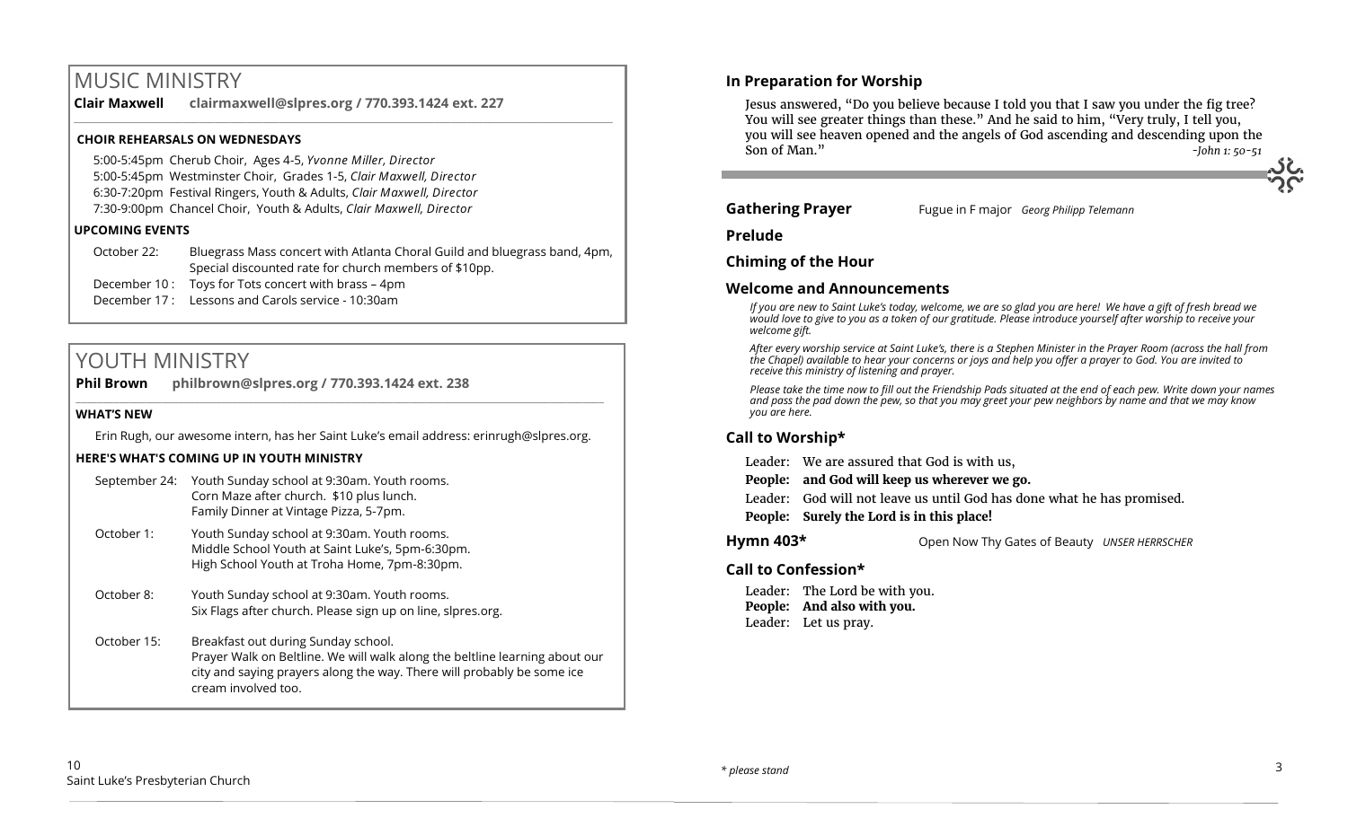# MUSIC MINISTRY

**Clair Maxwell** **clairmaxwell@slpres.org / 770.393.1424 ext. 227**

### CHOIR REHEARSALS ON WEDNESDAYS

5:00-5:45pm Cherub Choir, Ages 4-5, *Yvonne Miller, Director*
5:00-5:45pm Westminster Choir, Grades 1-5, *Clair Maxwell, Director*
6:30-7:20pm Festival Ringers, Youth & Adults, *Clair Maxwell, Director*
7:30-9:00pm Chancel Choir, Youth & Adults, *Clair Maxwell, Director*

### UPCOMING EVENTS

October 22: Bluegrass Mass concert with Atlanta Choral Guild and bluegrass band, 4pm, Special discounted rate for church members of $10pp.

December 10 : Toys for Tots concert with brass – 4pm

December 17 : Lessons and Carols service - 10:30am

# YOUTH MINISTRY

**Phil Brown** **philbrown@slpres.org / 770.393.1424 ext. 238**

### WHAT'S NEW

Erin Rugh, our awesome intern, has her Saint Luke's email address: erinrugh@slpres.org.

### HERE'S WHAT'S COMING UP IN YOUTH MINISTRY

September 24: Youth Sunday school at 9:30am. Youth rooms.
Corn Maze after church. $10 plus lunch.
Family Dinner at Vintage Pizza, 5-7pm.

October 1: Youth Sunday school at 9:30am. Youth rooms.
Middle School Youth at Saint Luke's, 5pm-6:30pm.
High School Youth at Troha Home, 7pm-8:30pm.

October 8: Youth Sunday school at 9:30am. Youth rooms.
Six Flags after church. Please sign up on line, slpres.org.

October 15: Breakfast out during Sunday school.
Prayer Walk on Beltline. We will walk along the beltline learning about our city and saying prayers along the way. There will probably be some ice cream involved too.

## In Preparation for Worship

Jesus answered, "Do you believe because I told you that I saw you under the fig tree? You will see greater things than these." And he said to him, "Very truly, I tell you, you will see heaven opened and the angels of God ascending and descending upon the Son of Man." *-John 1: 50-51*

**Gathering Prayer** Fugue in F major *Georg Philipp Telemann*

**Prelude**

**Chiming of the Hour**

## Welcome and Announcements

*If you are new to Saint Luke's today, welcome, we are so glad you are here! We have a gift of fresh bread we would love to give to you as a token of our gratitude. Please introduce yourself after worship to receive your welcome gift.*

*After every worship service at Saint Luke's, there is a Stephen Minister in the Prayer Room (across the hall from the Chapel) available to hear your concerns or joys and help you offer a prayer to God. You are invited to receive this ministry of listening and prayer.*

*Please take the time now to fill out the Friendship Pads situated at the end of each pew. Write down your names and pass the pad down the pew, so that you may greet your pew neighbors by name and that we may know you are here.*

## Call to Worship*

Leader: We are assured that God is with us,
**People: and God will keep us wherever we go.**
Leader: God will not leave us until God has done what he has promised.
**People: Surely the Lord is in this place!**

**Hymn 403*** Open Now Thy Gates of Beauty *UNSER HERRSCHER*

## Call to Confession*

Leader: The Lord be with you.
**People: And also with you.**
Leader: Let us pray.

*\* please stand*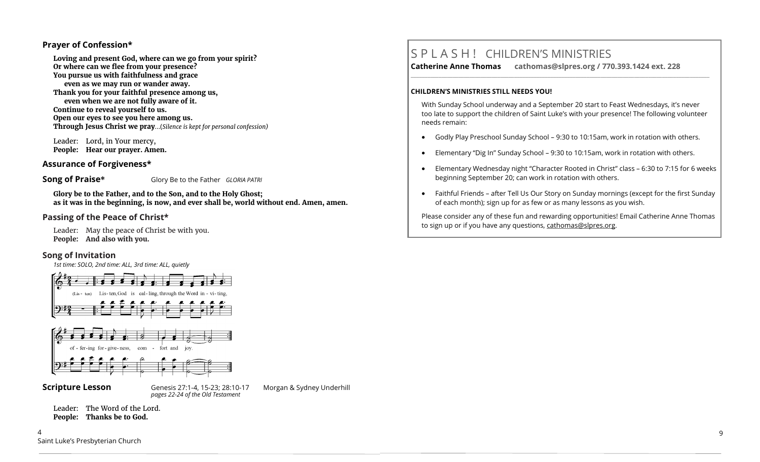### Prayer of Confession*

**Loving and present God, where can we go from your spirit?**
**Or where can we flee from your presence?**
**You pursue us with faithfulness and grace**
**even as we may run or wander away.**
**Thank you for your faithful presence among us,**
**even when we are not fully aware of it.**
**Continue to reveal yourself to us.**
**Open our eyes to see you here among us.**
**Through Jesus Christ we pray**…(*Silence is kept for personal confession)*

Leader: Lord, in Your mercy,
**People: Hear our prayer. Amen.**

### Assurance of Forgiveness*

### Song of Praise*

Glory Be to the Father *GLORIA PATRI*

**Glory be to the Father, and to the Son, and to the Holy Ghost;**
**as it was in the beginning, is now, and ever shall be, world without end. Amen, amen.**

### Passing of the Peace of Christ*

Leader: May the peace of Christ be with you.
**People: And also with you.**

### Song of Invitation

*1st time: SOLO, 2nd time: ALL, 3rd time: ALL, quietly*

(Lis - ten) Lis - ten, God is cal - ling, through the Word in - vi - ting, of - fer - ing for - give - ness, com - fort and joy.

### Scripture Lesson

Genesis 27:1-4, 15-23; 28:10-17 Morgan & Sydney Underhill
*pages 22-24 of the Old Testament*

Leader: The Word of the Lord.
**People: Thanks be to God.**

## S P L A S H ! CHILDREN'S MINISTRIES

**Catherine Anne Thomas cathomas@slpres.org / 770.393.1424 ext. 228**

**CHILDREN'S MINISTRIES STILL NEEDS YOU!**

With Sunday School underway and a September 20 start to Feast Wednesdays, it's never too late to support the children of Saint Luke's with your presence! The following volunteer needs remain:

- Godly Play Preschool Sunday School – 9:30 to 10:15am, work in rotation with others.
- Elementary "Dig In" Sunday School – 9:30 to 10:15am, work in rotation with others.
- Elementary Wednesday night "Character Rooted in Christ" class – 6:30 to 7:15 for 6 weeks beginning September 20; can work in rotation with others.
- Faithful Friends – after Tell Us Our Story on Sunday mornings (except for the first Sunday of each month); sign up for as few or as many lessons as you wish.

Please consider any of these fun and rewarding opportunities! Email Catherine Anne Thomas to sign up or if you have any questions, cathomas@slpres.org.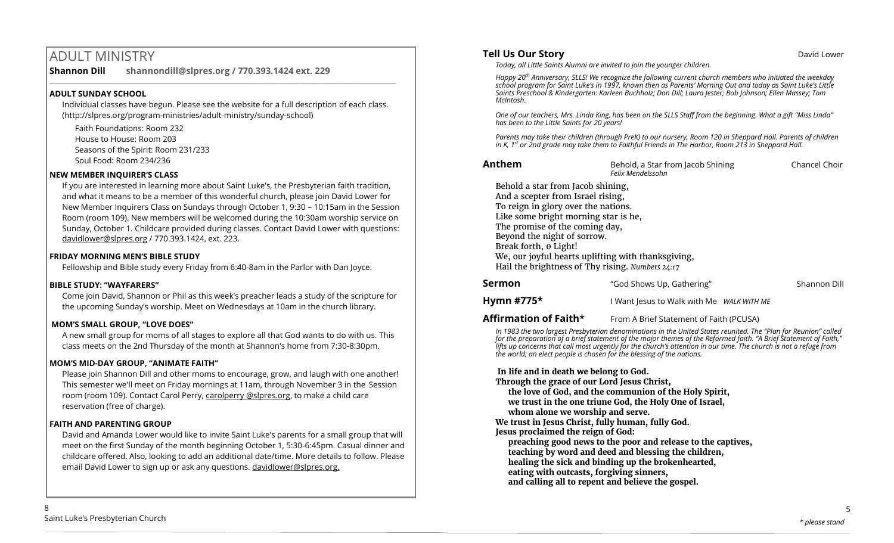# ADULT MINISTRY

**Shannon Dill** **shannondill@slpres.org / 770.393.1424 ext. 229**

### ADULT SUNDAY SCHOOL

Individual classes have begun. Please see the website for a full description of each class. (http://slpres.org/program-ministries/adult-ministry/sunday-school)

Faith Foundations: Room 232
House to House: Room 203
Seasons of the Spirit: Room 231/233
Soul Food: Room 234/236

### NEW MEMBER INQUIRER'S CLASS

If you are interested in learning more about Saint Luke's, the Presbyterian faith tradition, and what it means to be a member of this wonderful church, please join David Lower for New Member Inquirers Class on Sundays through October 1, 9:30 – 10:15am in the Session Room (room 109). New members will be welcomed during the 10:30am worship service on Sunday, October 1. Childcare provided during classes. Contact David Lower with questions: davidlower@slpres.org / 770.393.1424, ext. 223.

### FRIDAY MORNING MEN'S BIBLE STUDY

Fellowship and Bible study every Friday from 6:40-8am in the Parlor with Dan Joyce.

### BIBLE STUDY: "WAYFARERS"

Come join David, Shannon or Phil as this week's preacher leads a study of the scripture for the upcoming Sunday's worship. Meet on Wednesdays at 10am in the church library.

### MOM'S SMALL GROUP, "LOVE DOES"

A new small group for moms of all stages to explore all that God wants to do with us. This class meets on the 2nd Thursday of the month at Shannon's home from 7:30-8:30pm.

### MOM'S MID-DAY GROUP, "ANIMATE FAITH"

Please join Shannon Dill and other moms to encourage, grow, and laugh with one another! This semester we'll meet on Friday mornings at 11am, through November 3 in the Session room (room 109). Contact Carol Perry, carolperry @slpres.org, to make a child care reservation (free of charge).

### FAITH AND PARENTING GROUP

David and Amanda Lower would like to invite Saint Luke's parents for a small group that will meet on the first Sunday of the month beginning October 1, 5:30-6:45pm. Casual dinner and childcare offered. Also, looking to add an additional date/time. More details to follow. Please email David Lower to sign up or ask any questions. davidlower@slpres.org.

**Tell Us Our Story** — David Lower

*Today, all Little Saints Alumni are invited to join the younger children.*

*Happy 20th Anniversary, SLLS! We recognize the following current church members who initiated the weekday school program for Saint Luke's in 1997, known then as Parents' Morning Out and today as Saint Luke's Little Saints Preschool & Kindergarten: Karleen Buchholz; Don Dill; Laura Jester; Bob Johnson; Ellen Massey; Tom McIntosh.*

*One of our teachers, Mrs. Linda King, has been on the SLLS Staff from the beginning. What a gift "Miss Linda" has been to the Little Saints for 20 years!*

*Parents may take their children (through PreK) to our nursery, Room 120 in Sheppard Hall. Parents of children in K, 1st or 2nd grade may take them to Faithful Friends in The Harbor, Room 213 in Sheppard Hall.*

**Anthem** — Behold, a Star from Jacob Shining, *Felix Mendelssohn* — Chancel Choir

Behold a star from Jacob shining,
And a scepter from Israel rising,
To reign in glory over the nations.
Like some bright morning star is he,
The promise of the coming day,
Beyond the night of sorrow.
Break forth, o Light!
We, our joyful hearts uplifting with thanksgiving,
Hail the brightness of Thy rising. *Numbers 24:17*

**Sermon** — "God Shows Up, Gathering" — Shannon Dill

**Hymn #775*** — I Want Jesus to Walk with Me *WALK WITH ME*

**Affirmation of Faith*** — From A Brief Statement of Faith (PCUSA)

*In 1983 the two largest Presbyterian denominations in the United States reunited. The "Plan for Reunion" called for the preparation of a brief statement of the major themes of the Reformed faith. "A Brief Statement of Faith," lifts up concerns that call most urgently for the church's attention in our time. The church is not a refuge from the world; an elect people is chosen for the blessing of the nations.*

**In life and in death we belong to God.**
**Through the grace of our Lord Jesus Christ,**
**the love of God, and the communion of the Holy Spirit,**
**we trust in the one triune God, the Holy One of Israel,**
**whom alone we worship and serve.**
**We trust in Jesus Christ, fully human, fully God.**
**Jesus proclaimed the reign of God:**
**preaching good news to the poor and release to the captives,**
**teaching by word and deed and blessing the children,**
**healing the sick and binding up the brokenhearted,**
**eating with outcasts, forgiving sinners,**
**and calling all to repent and believe the gospel.**

*\* please stand*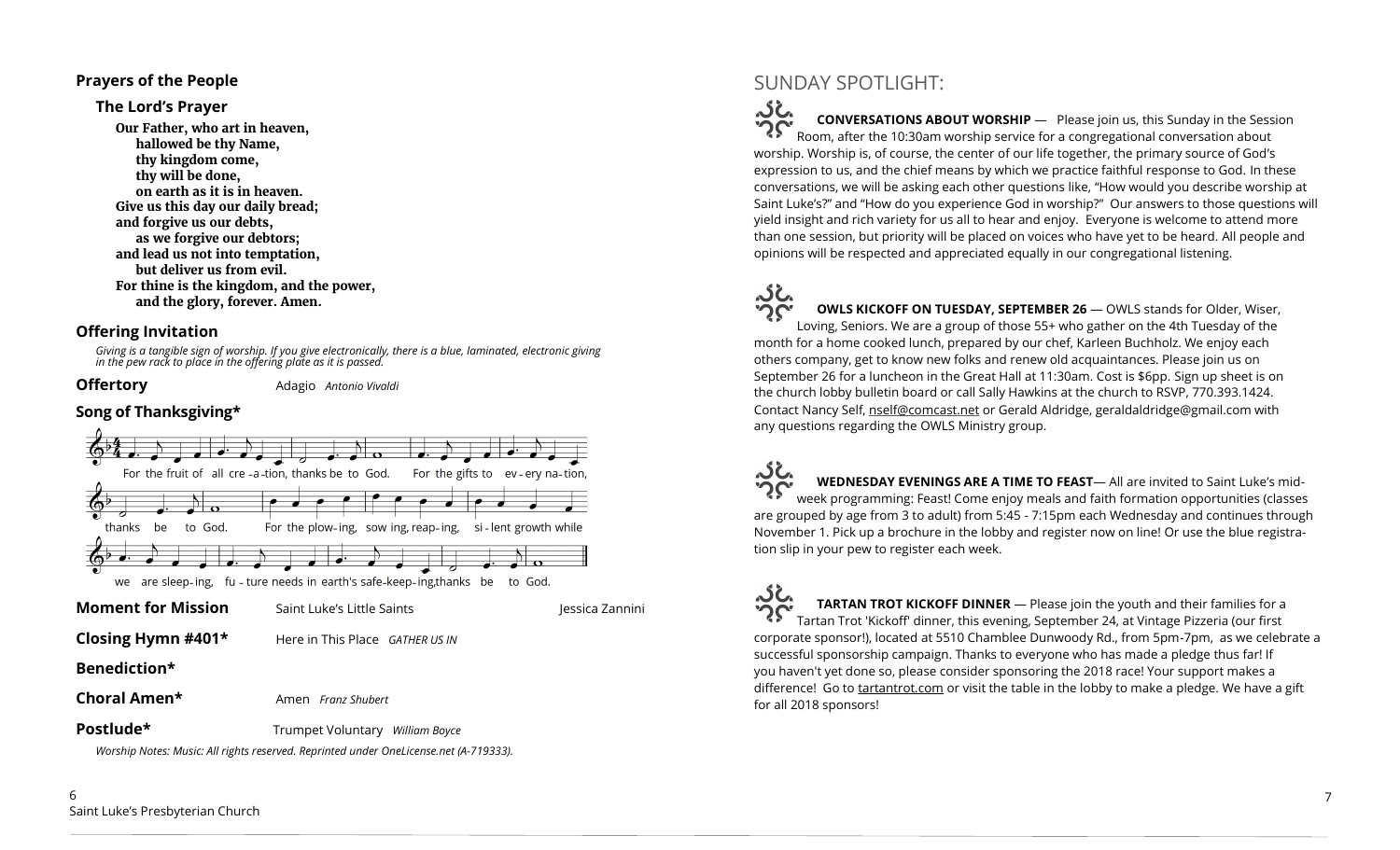**Prayers of the People**

**The Lord's Prayer**

**Our Father, who art in heaven,**
**hallowed be thy Name,**
**thy kingdom come,**
**thy will be done,**
**on earth as it is in heaven.**
**Give us this day our daily bread;**
**and forgive us our debts,**
**as we forgive our debtors;**
**and lead us not into temptation,**
**but deliver us from evil.**
**For thine is the kingdom, and the power,**
**and the glory, forever. Amen.**

**Offering Invitation**

*Giving is a tangible sign of worship. If you give electronically, there is a blue, laminated, electronic giving in the pew rack to place in the offering plate as it is passed.*

**Offertory** Adagio *Antonio Vivaldi*

**Song of Thanksgiving***

For the fruit of all cre-a-tion, thanks be to God. For the gifts to ev-ery na-tion, thanks be to God. For the plow-ing, sow ing, reap-ing, si-lent growth while we are sleep-ing, fu-ture needs in earth's safe-keep-ing, thanks be to God.

**Moment for Mission** Saint Luke's Little Saints Jessica Zannini

**Closing Hymn #401*** Here in This Place *GATHER US IN*

**Benediction***

**Choral Amen*** Amen *Franz Shubert*

**Postlude*** Trumpet Voluntary *William Boyce*

*Worship Notes: Music: All rights reserved. Reprinted under OneLicense.net (A-719333).*

## SUNDAY SPOTLIGHT:

**CONVERSATIONS ABOUT WORSHIP** — Please join us, this Sunday in the Session Room, after the 10:30am worship service for a congregational conversation about worship. Worship is, of course, the center of our life together, the primary source of God's expression to us, and the chief means by which we practice faithful response to God. In these conversations, we will be asking each other questions like, "How would you describe worship at Saint Luke's?" and "How do you experience God in worship?" Our answers to those questions will yield insight and rich variety for us all to hear and enjoy. Everyone is welcome to attend more than one session, but priority will be placed on voices who have yet to be heard. All people and opinions will be respected and appreciated equally in our congregational listening.

**OWLS KICKOFF ON TUESDAY, SEPTEMBER 26** — OWLS stands for Older, Wiser, Loving, Seniors. We are a group of those 55+ who gather on the 4th Tuesday of the month for a home cooked lunch, prepared by our chef, Karleen Buchholz. We enjoy each others company, get to know new folks and renew old acquaintances. Please join us on September 26 for a luncheon in the Great Hall at 11:30am. Cost is $6pp. Sign up sheet is on the church lobby bulletin board or call Sally Hawkins at the church to RSVP, 770.393.1424. Contact Nancy Self, nself@comcast.net or Gerald Aldridge, geraldaldridge@gmail.com with any questions regarding the OWLS Ministry group.

**WEDNESDAY EVENINGS ARE A TIME TO FEAST**— All are invited to Saint Luke's mid-week programming: Feast! Come enjoy meals and faith formation opportunities (classes are grouped by age from 3 to adult) from 5:45 - 7:15pm each Wednesday and continues through November 1. Pick up a brochure in the lobby and register now on line! Or use the blue registration slip in your pew to register each week.

**TARTAN TROT KICKOFF DINNER** — Please join the youth and their families for a Tartan Trot 'Kickoff' dinner, this evening, September 24, at Vintage Pizzeria (our first corporate sponsor!), located at 5510 Chamblee Dunwoody Rd., from 5pm-7pm, as we celebrate a successful sponsorship campaign. Thanks to everyone who has made a pledge thus far! If you haven't yet done so, please consider sponsoring the 2018 race! Your support makes a difference! Go to tartantrot.com or visit the table in the lobby to make a pledge. We have a gift for all 2018 sponsors!